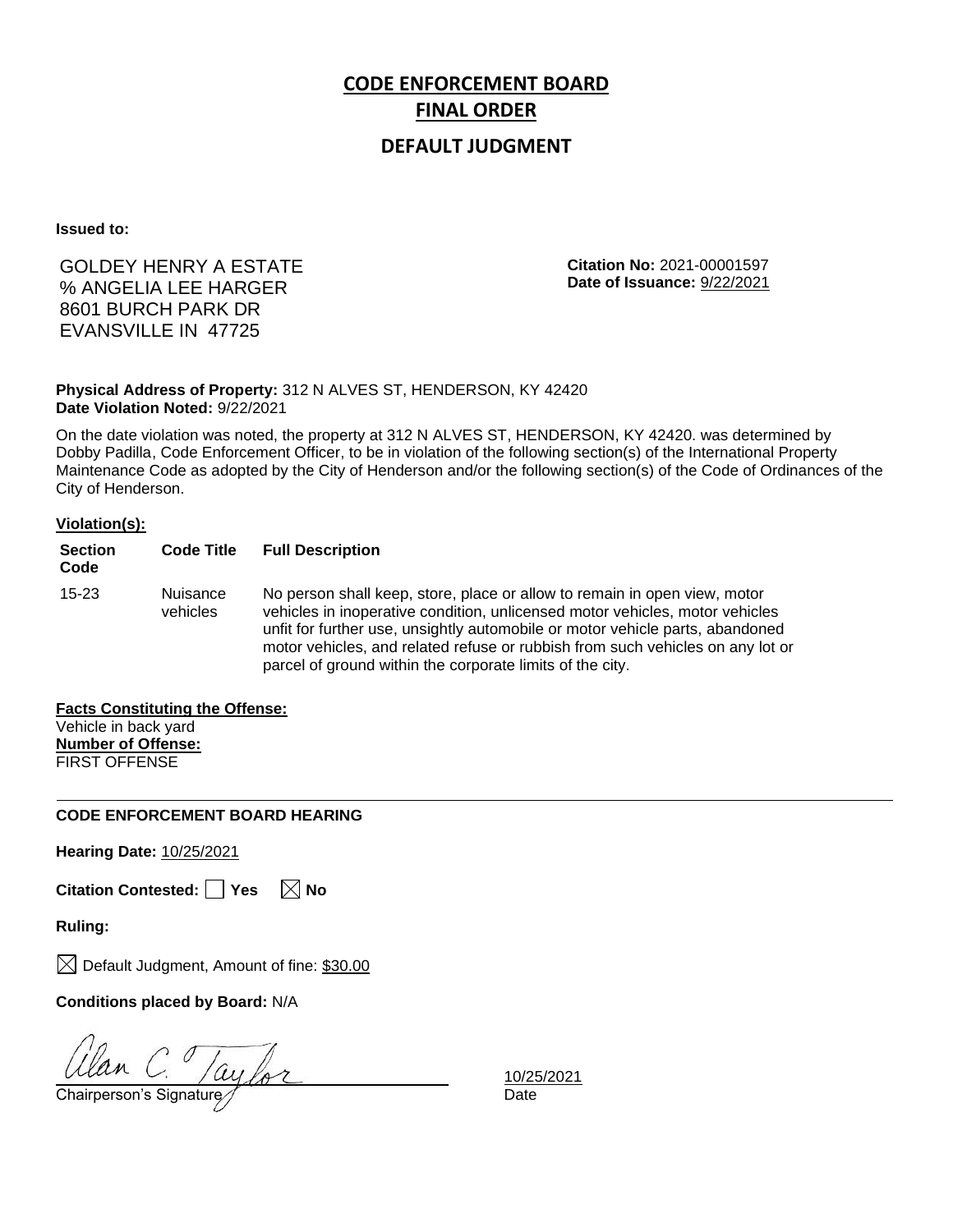# CODE ENFORCEMENT BOARD FINAL ORDER

## DEFAULT JUDGMENT

**Issued to:**

GOLDEY HENRY A ESTATE
% ANGELIA LEE HARGER
8601 BURCH PARK DR
EVANSVILLE IN 47725

**Citation No:** 2021-00001597
**Date of Issuance:** 9/22/2021

**Physical Address of Property:** 312 N ALVES ST, HENDERSON, KY 42420
**Date Violation Noted:** 9/22/2021

On the date violation was noted, the property at 312 N ALVES ST, HENDERSON, KY 42420. was determined by Dobby Padilla, Code Enforcement Officer, to be in violation of the following section(s) of the International Property Maintenance Code as adopted by the City of Henderson and/or the following section(s) of the Code of Ordinances of the City of Henderson.

**Violation(s):**

| Section Code | Code Title | Full Description |
|---|---|---|
| 15-23 | Nuisance vehicles | No person shall keep, store, place or allow to remain in open view, motor vehicles in inoperative condition, unlicensed motor vehicles, motor vehicles unfit for further use, unsightly automobile or motor vehicle parts, abandoned motor vehicles, and related refuse or rubbish from such vehicles on any lot or parcel of ground within the corporate limits of the city. |

**Facts Constituting the Offense:**
Vehicle in back yard
**Number of Offense:**
FIRST OFFENSE

---

**CODE ENFORCEMENT BOARD HEARING**

**Hearing Date:** 10/25/2021

**Citation Contested:** ☐ Yes ☒ No

**Ruling:**

☒ Default Judgment, Amount of fine: $30.00

**Conditions placed by Board:** N/A

Alan C. Taylor
Chairperson's Signature

10/25/2021
Date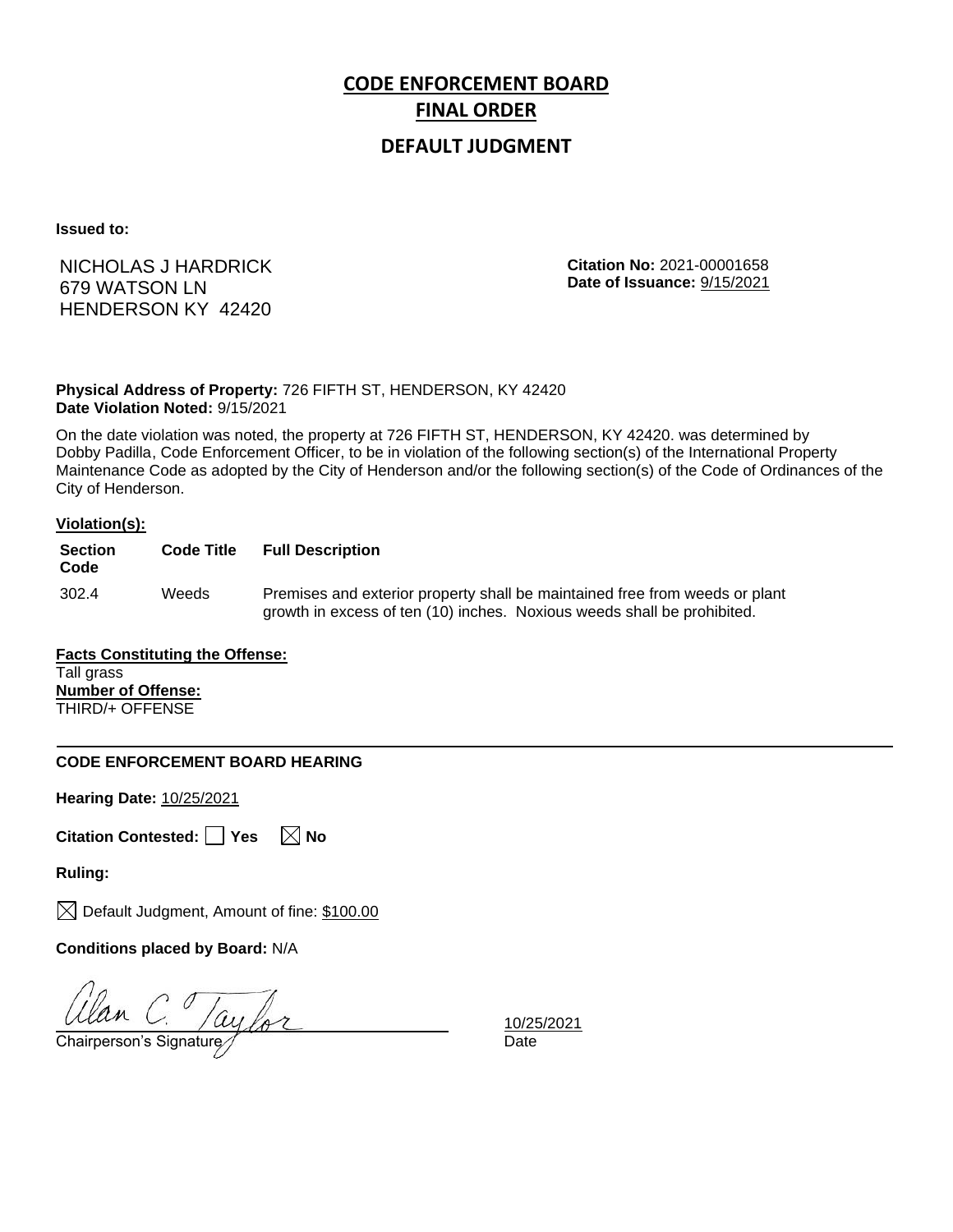# CODE ENFORCEMENT BOARD
# FINAL ORDER
## DEFAULT JUDGMENT

**Issued to:**

NICHOLAS J HARDRICK
679 WATSON LN
HENDERSON KY 42420

**Citation No:** 2021-00001658
**Date of Issuance:** 9/15/2021

**Physical Address of Property:** 726 FIFTH ST, HENDERSON, KY 42420
**Date Violation Noted:** 9/15/2021

On the date violation was noted, the property at 726 FIFTH ST, HENDERSON, KY 42420. was determined by Dobby Padilla, Code Enforcement Officer, to be in violation of the following section(s) of the International Property Maintenance Code as adopted by the City of Henderson and/or the following section(s) of the Code of Ordinances of the City of Henderson.

**Violation(s):**

| Section Code | Code Title | Full Description |
|---|---|---|
| 302.4 | Weeds | Premises and exterior property shall be maintained free from weeds or plant growth in excess of ten (10) inches. Noxious weeds shall be prohibited. |

**Facts Constituting the Offense:**
Tall grass
**Number of Offense:**
THIRD/+ OFFENSE

---

**CODE ENFORCEMENT BOARD HEARING**

**Hearing Date:** 10/25/2021

**Citation Contested:** ☐ Yes ☒ No

**Ruling:**

☒ Default Judgment, Amount of fine: $100.00

**Conditions placed by Board:** N/A

Alan C. Taylor
Chairperson's Signature

10/25/2021
Date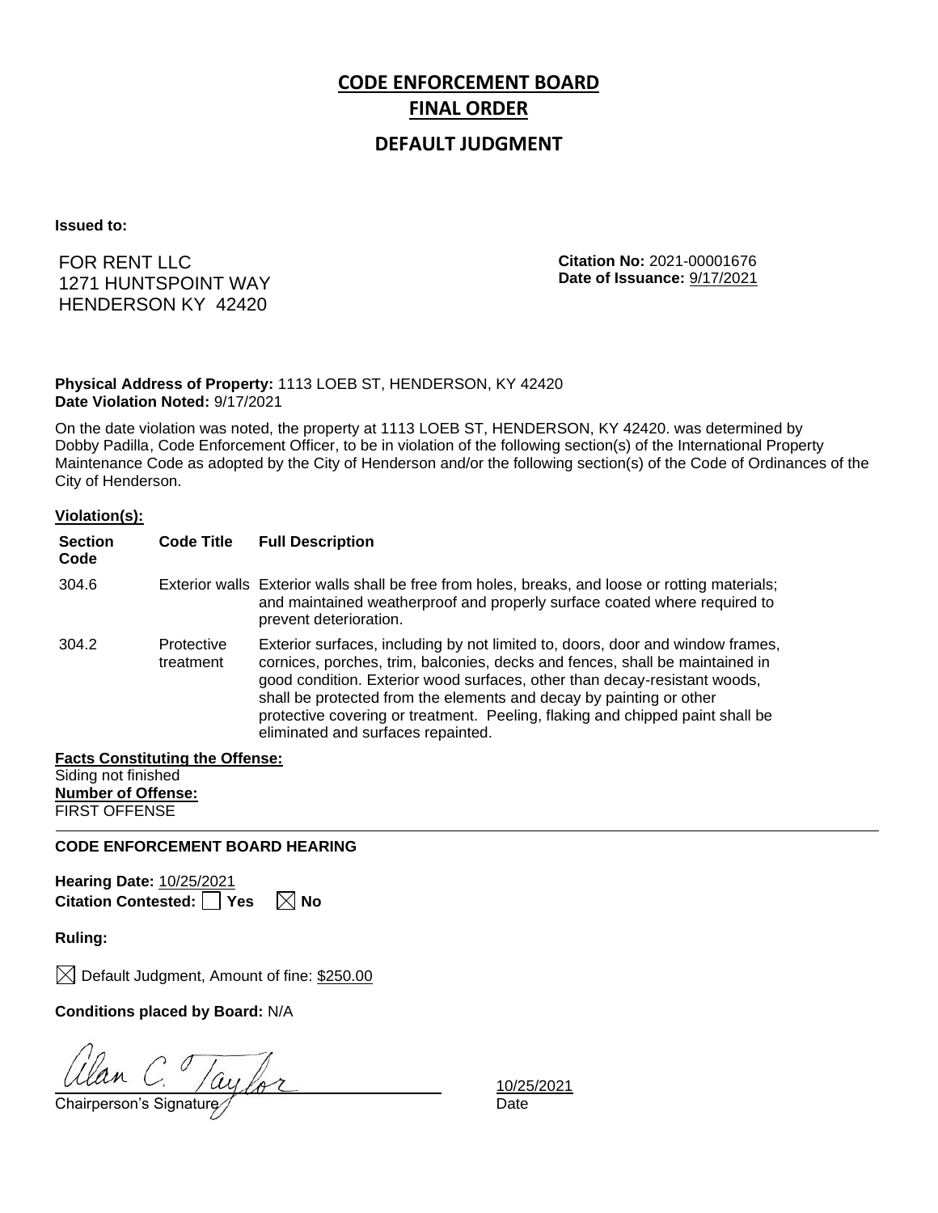# CODE ENFORCEMENT BOARD
# FINAL ORDER
## DEFAULT JUDGMENT

**Issued to:**

FOR RENT LLC
1271 HUNTSPOINT WAY
HENDERSON KY 42420

**Citation No:** 2021-00001676
**Date of Issuance:** 9/17/2021

**Physical Address of Property:** 1113 LOEB ST, HENDERSON, KY 42420
**Date Violation Noted:** 9/17/2021

On the date violation was noted, the property at 1113 LOEB ST, HENDERSON, KY 42420. was determined by Dobby Padilla, Code Enforcement Officer, to be in violation of the following section(s) of the International Property Maintenance Code as adopted by the City of Henderson and/or the following section(s) of the Code of Ordinances of the City of Henderson.

**Violation(s):**

| Section Code | Code Title | Full Description |
|---|---|---|
| 304.6 | Exterior walls | Exterior walls shall be free from holes, breaks, and loose or rotting materials; and maintained weatherproof and properly surface coated where required to prevent deterioration. |
| 304.2 | Protective treatment | Exterior surfaces, including by not limited to, doors, door and window frames, cornices, porches, trim, balconies, decks and fences, shall be maintained in good condition. Exterior wood surfaces, other than decay-resistant woods, shall be protected from the elements and decay by painting or other protective covering or treatment. Peeling, flaking and chipped paint shall be eliminated and surfaces repainted. |

**Facts Constituting the Offense:**
Siding not finished
**Number of Offense:**
FIRST OFFENSE

---

**CODE ENFORCEMENT BOARD HEARING**

**Hearing Date:** 10/25/2021
**Citation Contested:** ☐ Yes ☒ No

**Ruling:**

☒ Default Judgment, Amount of fine: $250.00

**Conditions placed by Board:** N/A

Alan C. Taylor
Chairperson's Signature

10/25/2021
Date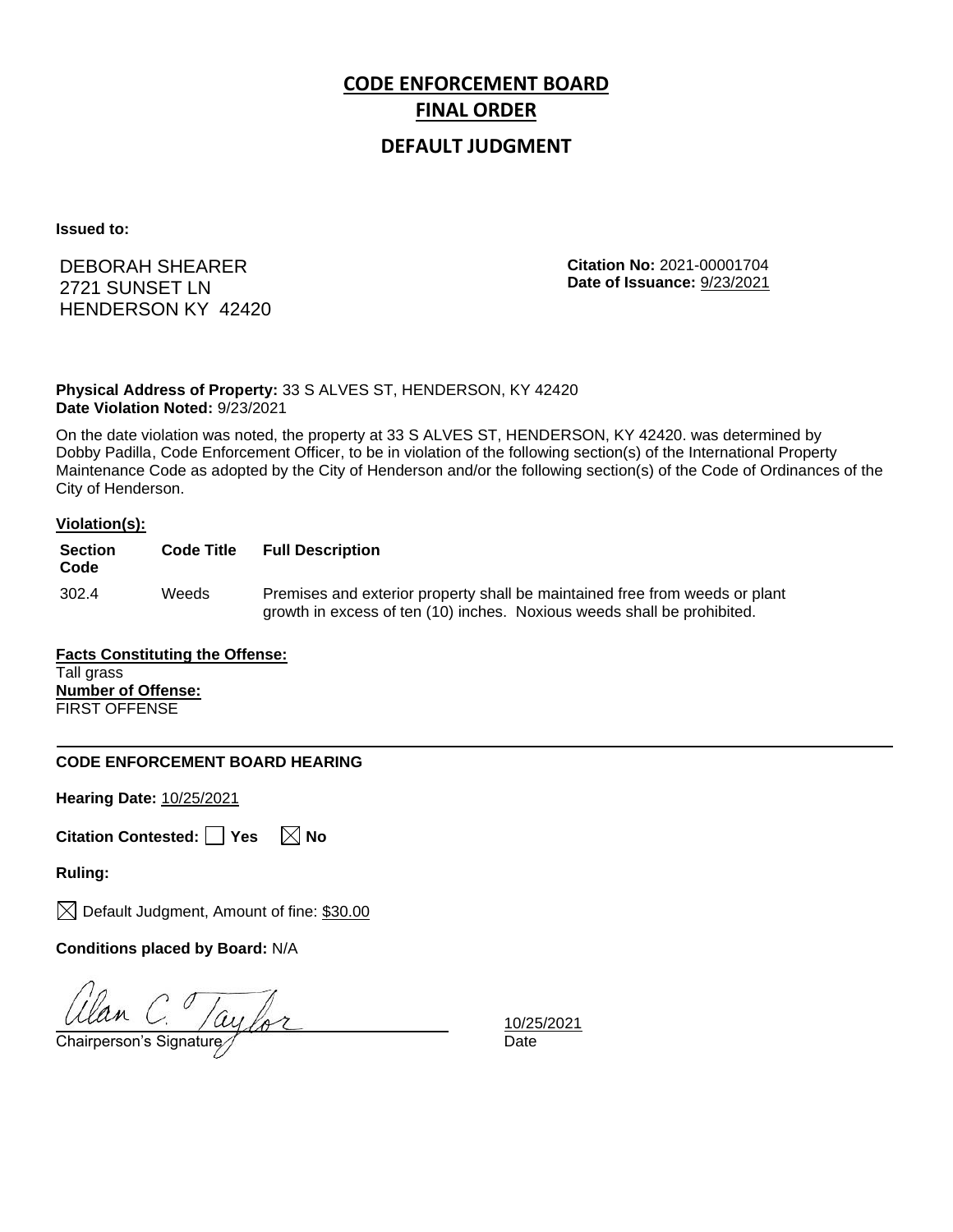# CODE ENFORCEMENT BOARD

# FINAL ORDER

## DEFAULT JUDGMENT

**Issued to:**

DEBORAH SHEARER
2721 SUNSET LN
HENDERSON KY 42420

**Citation No:** 2021-00001704
**Date of Issuance:** 9/23/2021

**Physical Address of Property:** 33 S ALVES ST, HENDERSON, KY 42420
**Date Violation Noted:** 9/23/2021

On the date violation was noted, the property at 33 S ALVES ST, HENDERSON, KY 42420. was determined by Dobby Padilla, Code Enforcement Officer, to be in violation of the following section(s) of the International Property Maintenance Code as adopted by the City of Henderson and/or the following section(s) of the Code of Ordinances of the City of Henderson.

**Violation(s):**

| Section Code | Code Title | Full Description |
|---|---|---|
| 302.4 | Weeds | Premises and exterior property shall be maintained free from weeds or plant growth in excess of ten (10) inches. Noxious weeds shall be prohibited. |

**Facts Constituting the Offense:**
Tall grass
**Number of Offense:**
FIRST OFFENSE

---

**CODE ENFORCEMENT BOARD HEARING**

**Hearing Date:** 10/25/2021

**Citation Contested:** ☐ Yes ☒ No

**Ruling:**

☒ Default Judgment, Amount of fine: $30.00

**Conditions placed by Board:** N/A

Alan C. Taylor
Chairperson's Signature

10/25/2021
Date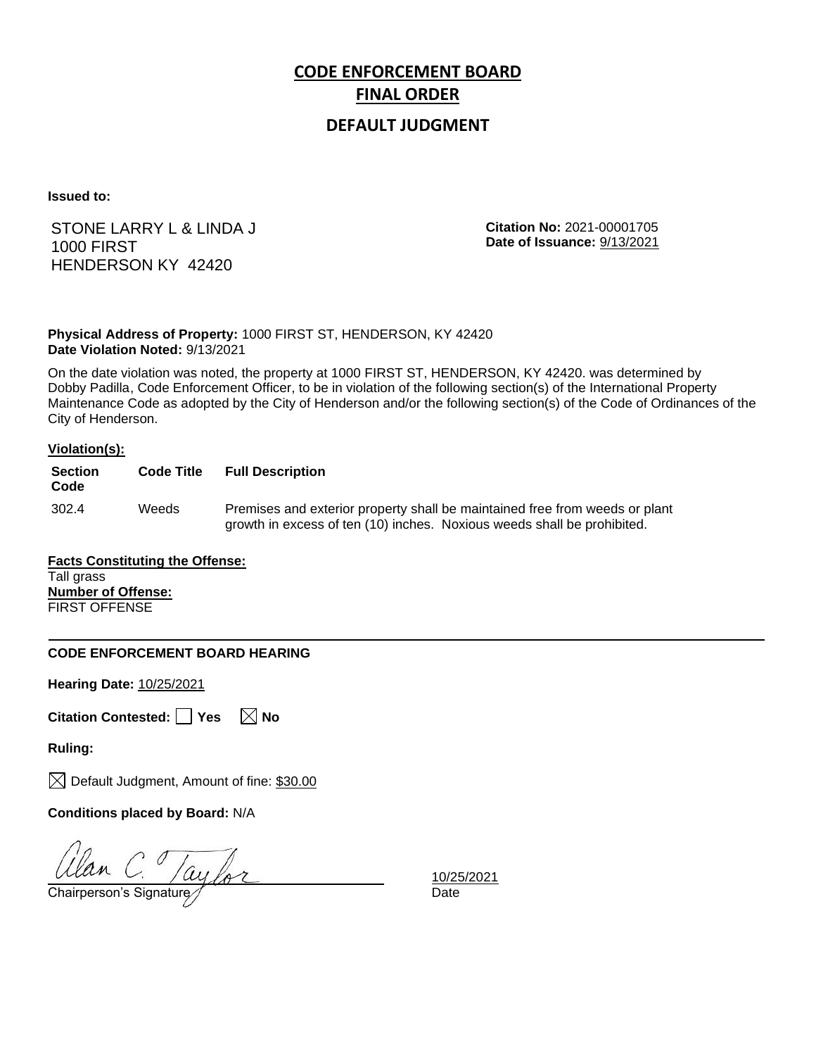# CODE ENFORCEMENT BOARD
# FINAL ORDER
## DEFAULT JUDGMENT

**Issued to:**

STONE LARRY L & LINDA J
1000 FIRST
HENDERSON KY 42420

**Citation No:** 2021-00001705
**Date of Issuance:** 9/13/2021

**Physical Address of Property:** 1000 FIRST ST, HENDERSON, KY 42420
**Date Violation Noted:** 9/13/2021

On the date violation was noted, the property at 1000 FIRST ST, HENDERSON, KY 42420. was determined by Dobby Padilla, Code Enforcement Officer, to be in violation of the following section(s) of the International Property Maintenance Code as adopted by the City of Henderson and/or the following section(s) of the Code of Ordinances of the City of Henderson.

**Violation(s):**

| Section Code | Code Title | Full Description |
|---|---|---|
| 302.4 | Weeds | Premises and exterior property shall be maintained free from weeds or plant growth in excess of ten (10) inches. Noxious weeds shall be prohibited. |

**Facts Constituting the Offense:**
Tall grass
**Number of Offense:**
FIRST OFFENSE

---

**CODE ENFORCEMENT BOARD HEARING**

**Hearing Date:** 10/25/2021

**Citation Contested:** ☐ Yes ☒ No

**Ruling:**

☒ Default Judgment, Amount of fine: $30.00

**Conditions placed by Board:** N/A

Alan C. Taylor
Chairperson's Signature

10/25/2021
Date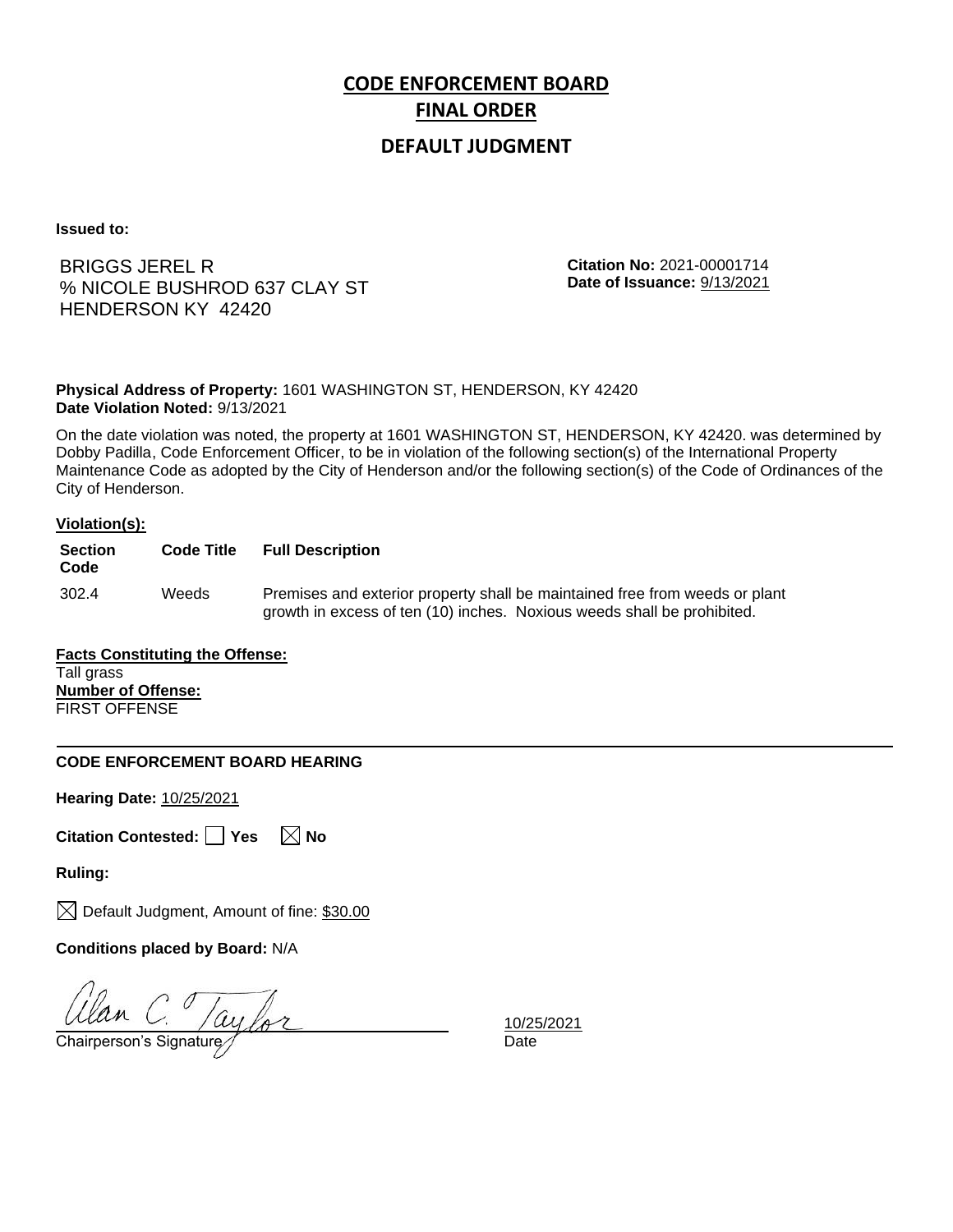# CODE ENFORCEMENT BOARD
# FINAL ORDER

## DEFAULT JUDGMENT

**Issued to:**

BRIGGS JEREL R
% NICOLE BUSHROD 637 CLAY ST
HENDERSON KY 42420

**Citation No:** 2021-00001714
**Date of Issuance:** 9/13/2021

**Physical Address of Property:** 1601 WASHINGTON ST, HENDERSON, KY 42420
**Date Violation Noted:** 9/13/2021

On the date violation was noted, the property at 1601 WASHINGTON ST, HENDERSON, KY 42420. was determined by Dobby Padilla, Code Enforcement Officer, to be in violation of the following section(s) of the International Property Maintenance Code as adopted by the City of Henderson and/or the following section(s) of the Code of Ordinances of the City of Henderson.

**Violation(s):**

| Section Code | Code Title | Full Description |
|---|---|---|
| 302.4 | Weeds | Premises and exterior property shall be maintained free from weeds or plant growth in excess of ten (10) inches. Noxious weeds shall be prohibited. |

**Facts Constituting the Offense:**
Tall grass
**Number of Offense:**
FIRST OFFENSE

---

**CODE ENFORCEMENT BOARD HEARING**

**Hearing Date:** 10/25/2021

**Citation Contested:** ☐ Yes ☒ No

**Ruling:**

☒ Default Judgment, Amount of fine: $30.00

**Conditions placed by Board:** N/A

Alan C. Taylor
Chairperson's Signature

10/25/2021
Date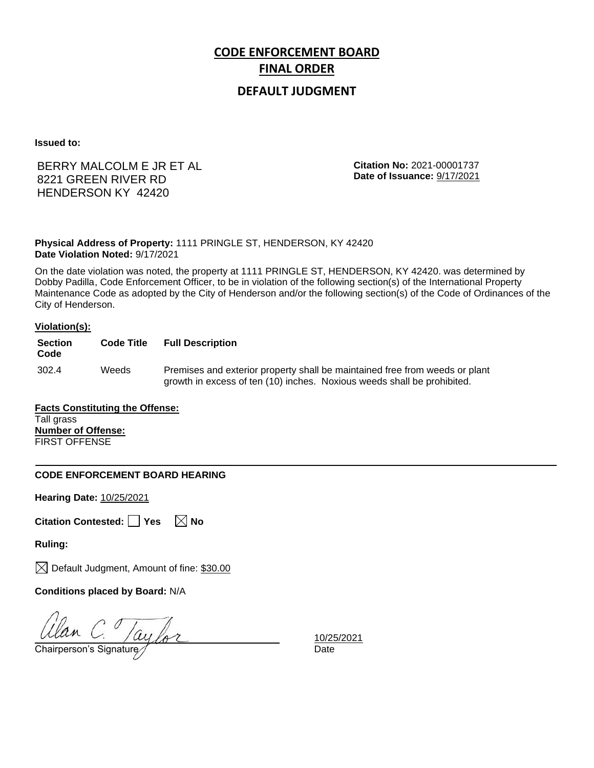# CODE ENFORCEMENT BOARD
# FINAL ORDER
## DEFAULT JUDGMENT

**Issued to:**

BERRY MALCOLM E JR ET AL
8221 GREEN RIVER RD
HENDERSON KY 42420

**Citation No:** 2021-00001737
**Date of Issuance:** 9/17/2021

**Physical Address of Property:** 1111 PRINGLE ST, HENDERSON, KY 42420
**Date Violation Noted:** 9/17/2021

On the date violation was noted, the property at 1111 PRINGLE ST, HENDERSON, KY 42420. was determined by Dobby Padilla, Code Enforcement Officer, to be in violation of the following section(s) of the International Property Maintenance Code as adopted by the City of Henderson and/or the following section(s) of the Code of Ordinances of the City of Henderson.

**Violation(s):**

| Section Code | Code Title | Full Description |
|---|---|---|
| 302.4 | Weeds | Premises and exterior property shall be maintained free from weeds or plant growth in excess of ten (10) inches. Noxious weeds shall be prohibited. |

**Facts Constituting the Offense:**
Tall grass
**Number of Offense:**
FIRST OFFENSE

---

**CODE ENFORCEMENT BOARD HEARING**

**Hearing Date:** 10/25/2021

**Citation Contested:** ☐ Yes ☒ No

**Ruling:**

☒ Default Judgment, Amount of fine: $30.00

**Conditions placed by Board:** N/A

Alan C. Taylor
Chairperson's Signature

10/25/2021
Date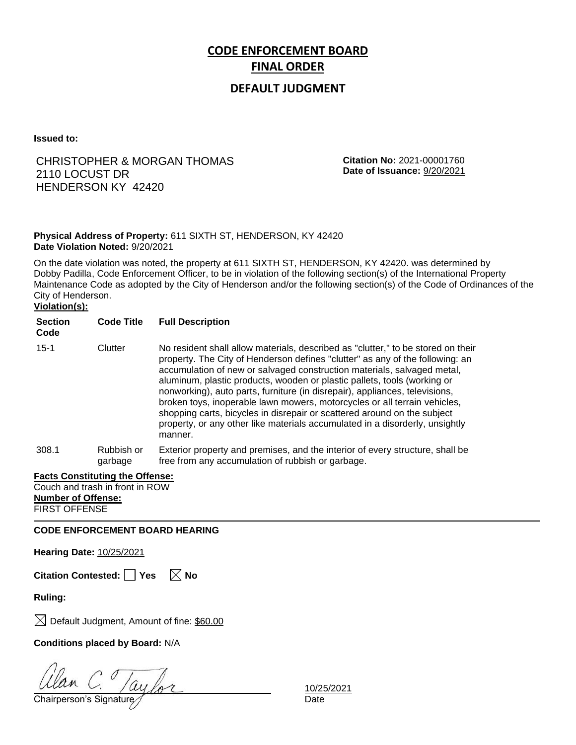# CODE ENFORCEMENT BOARD

## FINAL ORDER

### DEFAULT JUDGMENT

**Issued to:**

CHRISTOPHER & MORGAN THOMAS
2110 LOCUST DR
HENDERSON KY 42420

**Citation No:** 2021-00001760
**Date of Issuance:** 9/20/2021

**Physical Address of Property:** 611 SIXTH ST, HENDERSON, KY 42420
**Date Violation Noted:** 9/20/2021

On the date violation was noted, the property at 611 SIXTH ST, HENDERSON, KY 42420. was determined by Dobby Padilla, Code Enforcement Officer, to be in violation of the following section(s) of the International Property Maintenance Code as adopted by the City of Henderson and/or the following section(s) of the Code of Ordinances of the City of Henderson.

**Violation(s):**

| Section Code | Code Title | Full Description |
|---|---|---|
| 15-1 | Clutter | No resident shall allow materials, described as "clutter," to be stored on their property. The City of Henderson defines "clutter" as any of the following: an accumulation of new or salvaged construction materials, salvaged metal, aluminum, plastic products, wooden or plastic pallets, tools (working or nonworking), auto parts, furniture (in disrepair), appliances, televisions, broken toys, inoperable lawn mowers, motorcycles or all terrain vehicles, shopping carts, bicycles in disrepair or scattered around on the subject property, or any other like materials accumulated in a disorderly, unsightly manner. |
| 308.1 | Rubbish or garbage | Exterior property and premises, and the interior of every structure, shall be free from any accumulation of rubbish or garbage. |

**Facts Constituting the Offense:**
Couch and trash in front in ROW

**Number of Offense:**
FIRST OFFENSE

---

**CODE ENFORCEMENT BOARD HEARING**

**Hearing Date:** 10/25/2021

**Citation Contested:** ☐ Yes ☒ No

**Ruling:**

☒ Default Judgment, Amount of fine: $60.00

**Conditions placed by Board:** N/A

Alan C. Taylor
Chairperson's Signature

10/25/2021
Date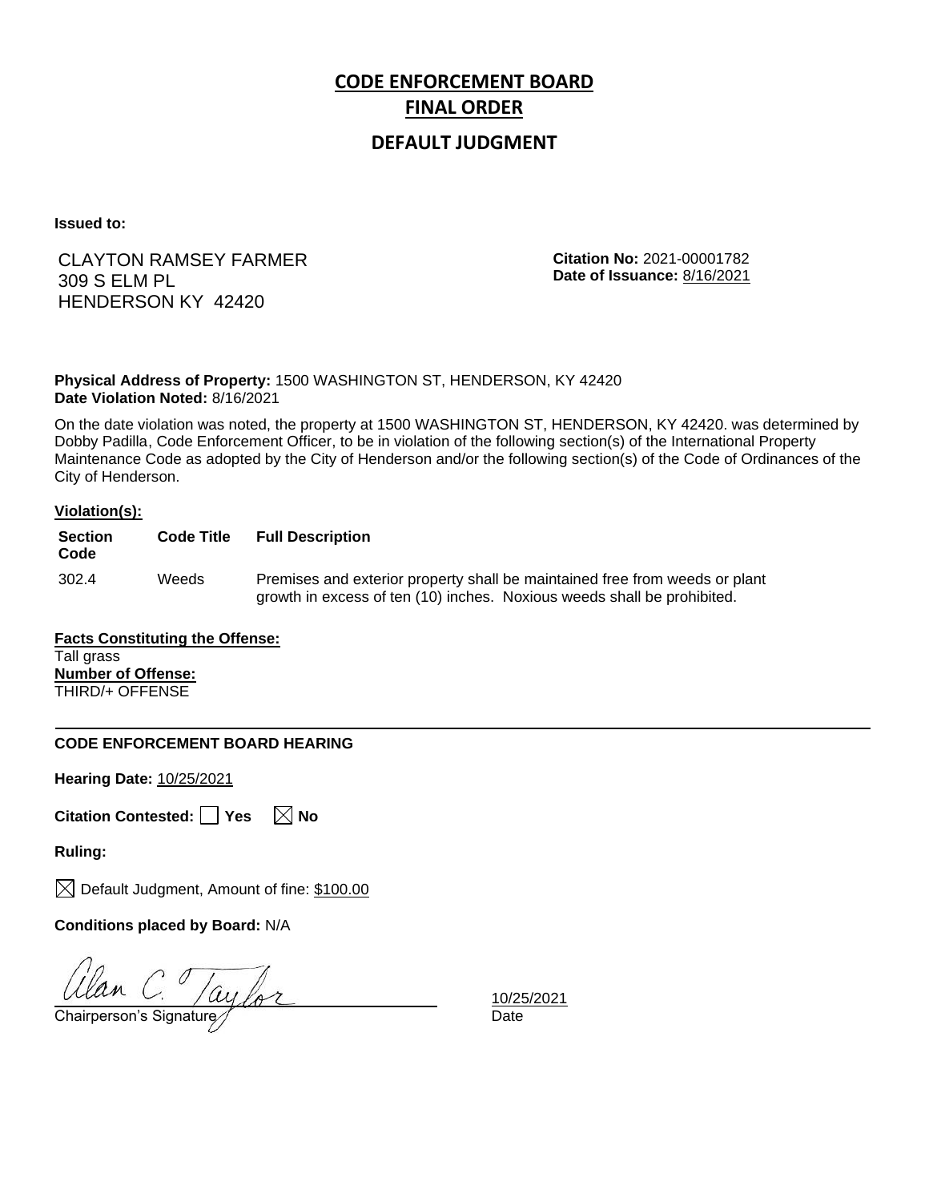# CODE ENFORCEMENT BOARD
# FINAL ORDER
## DEFAULT JUDGMENT

**Issued to:**

CLAYTON RAMSEY FARMER
309 S ELM PL
HENDERSON KY 42420

**Citation No:** 2021-00001782
**Date of Issuance:** 8/16/2021

**Physical Address of Property:** 1500 WASHINGTON ST, HENDERSON, KY 42420
**Date Violation Noted:** 8/16/2021

On the date violation was noted, the property at 1500 WASHINGTON ST, HENDERSON, KY 42420. was determined by Dobby Padilla, Code Enforcement Officer, to be in violation of the following section(s) of the International Property Maintenance Code as adopted by the City of Henderson and/or the following section(s) of the Code of Ordinances of the City of Henderson.

**Violation(s):**

| Section Code | Code Title | Full Description |
|---|---|---|
| 302.4 | Weeds | Premises and exterior property shall be maintained free from weeds or plant growth in excess of ten (10) inches. Noxious weeds shall be prohibited. |

**Facts Constituting the Offense:**
Tall grass
**Number of Offense:**
THIRD/+ OFFENSE

---

**CODE ENFORCEMENT BOARD HEARING**

**Hearing Date:** 10/25/2021

**Citation Contested:** ☐ Yes ☒ No

**Ruling:**

☒ Default Judgment, Amount of fine: $100.00

**Conditions placed by Board:** N/A

Alan C. Taylor
Chairperson's Signature

10/25/2021
Date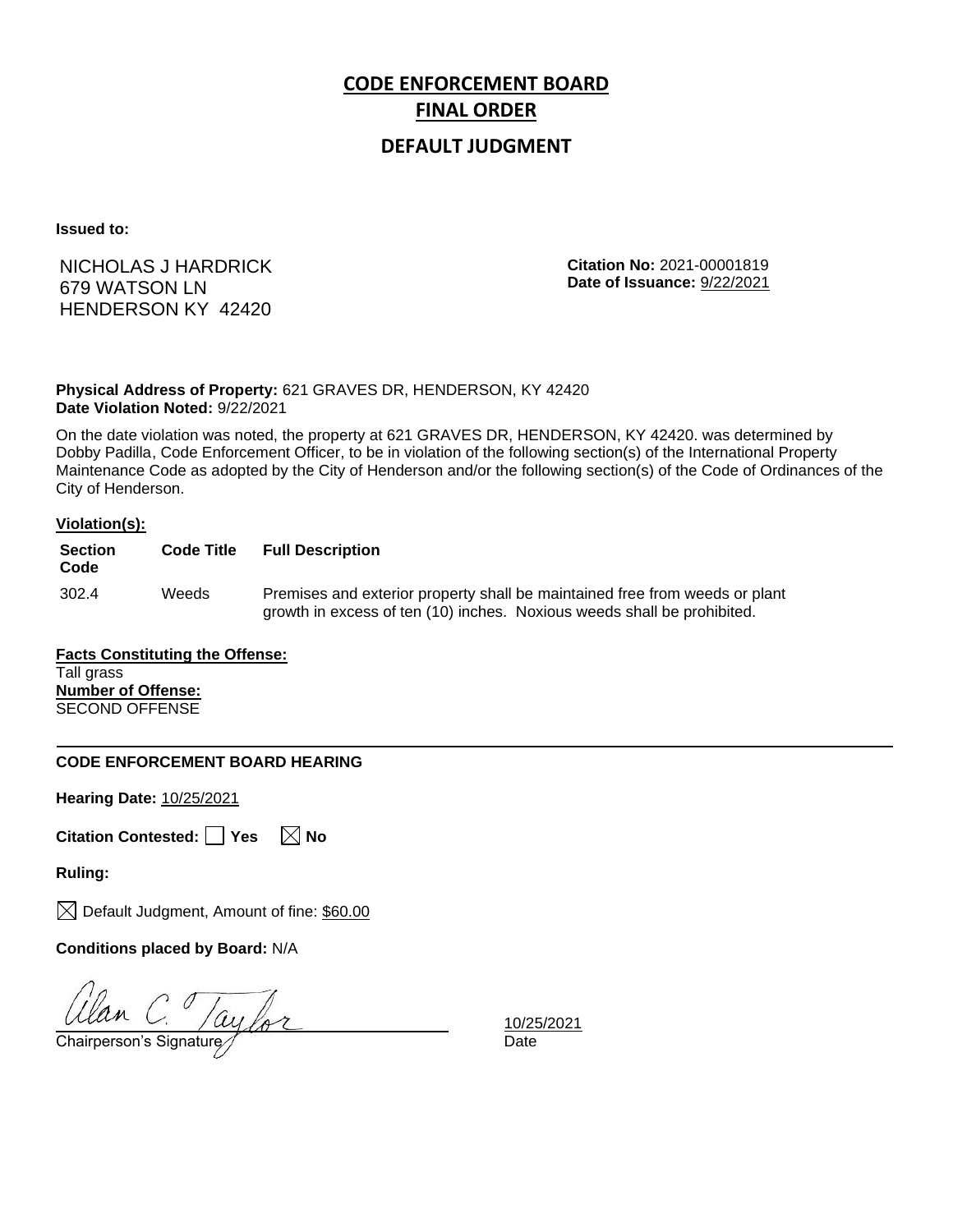# CODE ENFORCEMENT BOARD

## FINAL ORDER

### DEFAULT JUDGMENT

**Issued to:**

NICHOLAS J HARDRICK
679 WATSON LN
HENDERSON KY 42420

**Citation No:** 2021-00001819
**Date of Issuance:** 9/22/2021

**Physical Address of Property:** 621 GRAVES DR, HENDERSON, KY 42420
**Date Violation Noted:** 9/22/2021

On the date violation was noted, the property at 621 GRAVES DR, HENDERSON, KY 42420. was determined by Dobby Padilla, Code Enforcement Officer, to be in violation of the following section(s) of the International Property Maintenance Code as adopted by the City of Henderson and/or the following section(s) of the Code of Ordinances of the City of Henderson.

**Violation(s):**

| Section Code | Code Title | Full Description |
|---|---|---|
| 302.4 | Weeds | Premises and exterior property shall be maintained free from weeds or plant growth in excess of ten (10) inches. Noxious weeds shall be prohibited. |

**Facts Constituting the Offense:**
Tall grass
**Number of Offense:**
SECOND OFFENSE

---

**CODE ENFORCEMENT BOARD HEARING**

**Hearing Date:** 10/25/2021

**Citation Contested:** ☐ Yes ☒ No

**Ruling:**

☒ Default Judgment, Amount of fine: $60.00

**Conditions placed by Board:** N/A

Alan C. Taylor
Chairperson's Signature

10/25/2021
Date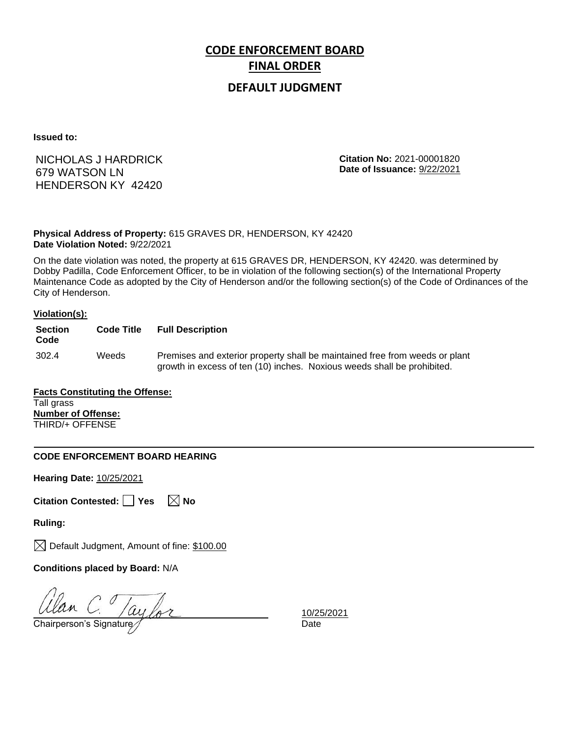# CODE ENFORCEMENT BOARD
# FINAL ORDER

## DEFAULT JUDGMENT

**Issued to:**

NICHOLAS J HARDRICK
679 WATSON LN
HENDERSON KY 42420

**Citation No:** 2021-00001820
**Date of Issuance:** 9/22/2021

**Physical Address of Property:** 615 GRAVES DR, HENDERSON, KY 42420
**Date Violation Noted:** 9/22/2021

On the date violation was noted, the property at 615 GRAVES DR, HENDERSON, KY 42420. was determined by Dobby Padilla, Code Enforcement Officer, to be in violation of the following section(s) of the International Property Maintenance Code as adopted by the City of Henderson and/or the following section(s) of the Code of Ordinances of the City of Henderson.

**Violation(s):**

| Section Code | Code Title | Full Description |
|---|---|---|
| 302.4 | Weeds | Premises and exterior property shall be maintained free from weeds or plant growth in excess of ten (10) inches. Noxious weeds shall be prohibited. |

**Facts Constituting the Offense:**
Tall grass
**Number of Offense:**
THIRD/+ OFFENSE

---

**CODE ENFORCEMENT BOARD HEARING**

**Hearing Date:** 10/25/2021

**Citation Contested:** ☐ Yes ☒ No

**Ruling:**

☒ Default Judgment, Amount of fine: $100.00

**Conditions placed by Board:** N/A

Alan C. Taylor
Chairperson's Signature

10/25/2021
Date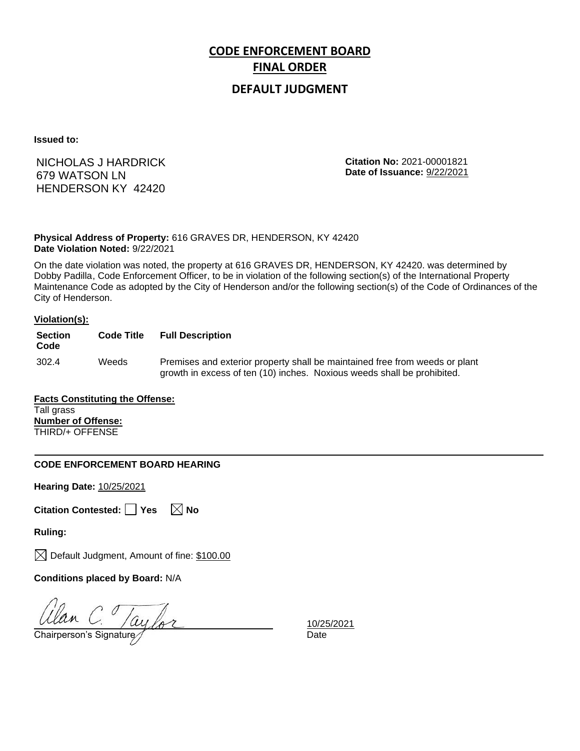# CODE ENFORCEMENT BOARD

# FINAL ORDER

## DEFAULT JUDGMENT

**Issued to:**

NICHOLAS J HARDRICK
679 WATSON LN
HENDERSON KY 42420

**Citation No:** 2021-00001821
**Date of Issuance:** 9/22/2021

**Physical Address of Property:** 616 GRAVES DR, HENDERSON, KY 42420
**Date Violation Noted:** 9/22/2021

On the date violation was noted, the property at 616 GRAVES DR, HENDERSON, KY 42420. was determined by Dobby Padilla, Code Enforcement Officer, to be in violation of the following section(s) of the International Property Maintenance Code as adopted by the City of Henderson and/or the following section(s) of the Code of Ordinances of the City of Henderson.

**Violation(s):**

| Section Code | Code Title | Full Description |
|---|---|---|
| 302.4 | Weeds | Premises and exterior property shall be maintained free from weeds or plant growth in excess of ten (10) inches. Noxious weeds shall be prohibited. |

**Facts Constituting the Offense:**
Tall grass
**Number of Offense:**
THIRD/+ OFFENSE

---

**CODE ENFORCEMENT BOARD HEARING**

**Hearing Date:** 10/25/2021

**Citation Contested:** ☐ Yes ☒ No

**Ruling:**

☒ Default Judgment, Amount of fine: $100.00

**Conditions placed by Board:** N/A

Alan C. Taylor
Chairperson's Signature

10/25/2021
Date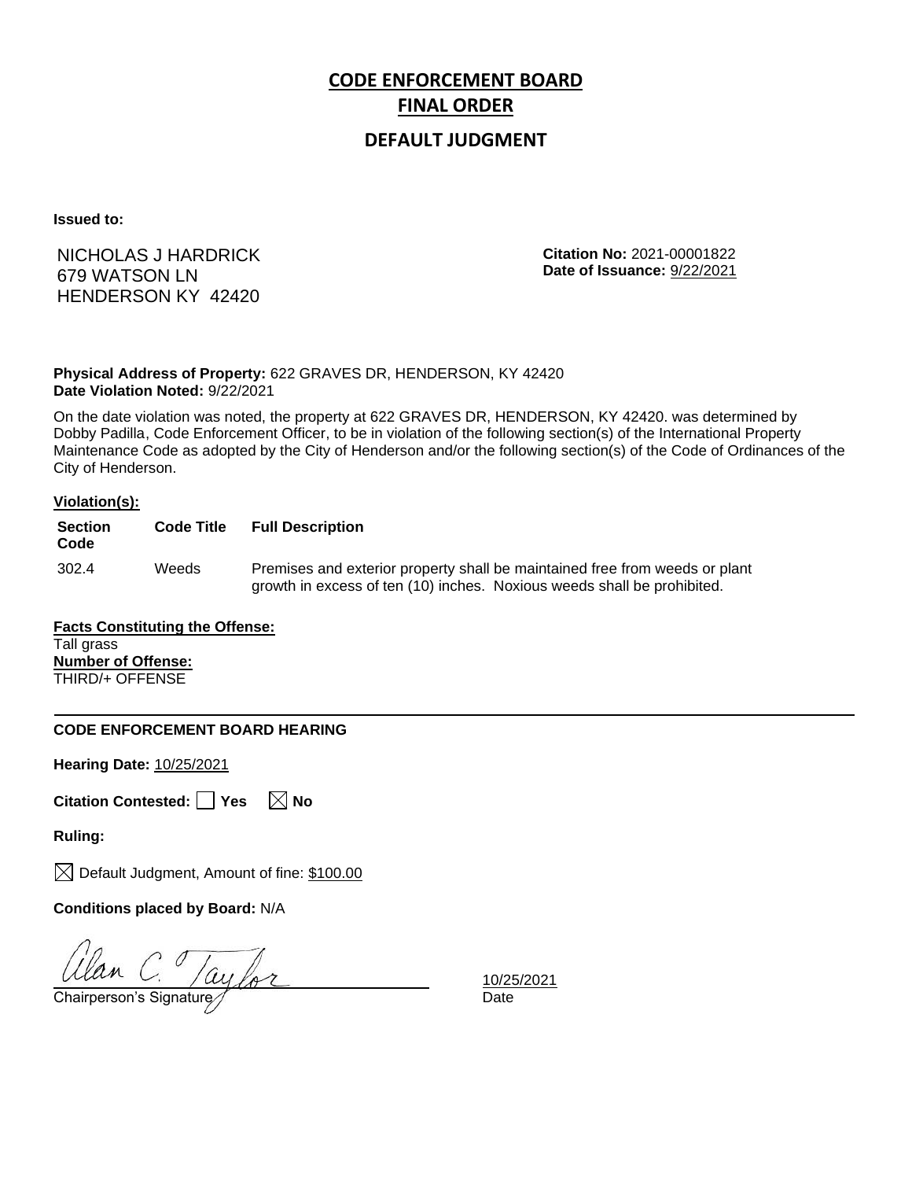# CODE ENFORCEMENT BOARD

# FINAL ORDER

## DEFAULT JUDGMENT

**Issued to:**

NICHOLAS J HARDRICK
679 WATSON LN
HENDERSON KY 42420

**Citation No:** 2021-00001822
**Date of Issuance:** 9/22/2021

**Physical Address of Property:** 622 GRAVES DR, HENDERSON, KY 42420
**Date Violation Noted:** 9/22/2021

On the date violation was noted, the property at 622 GRAVES DR, HENDERSON, KY 42420. was determined by Dobby Padilla, Code Enforcement Officer, to be in violation of the following section(s) of the International Property Maintenance Code as adopted by the City of Henderson and/or the following section(s) of the Code of Ordinances of the City of Henderson.

**Violation(s):**

| Section Code | Code Title | Full Description |
|---|---|---|
| 302.4 | Weeds | Premises and exterior property shall be maintained free from weeds or plant growth in excess of ten (10) inches. Noxious weeds shall be prohibited. |

**Facts Constituting the Offense:**
Tall grass
**Number of Offense:**
THIRD/+ OFFENSE

---

**CODE ENFORCEMENT BOARD HEARING**

**Hearing Date:** 10/25/2021

**Citation Contested:** ☐ Yes ☒ No

**Ruling:**

☒ Default Judgment, Amount of fine: $100.00

**Conditions placed by Board:** N/A

Alan C. Taylor
Chairperson's Signature

10/25/2021
Date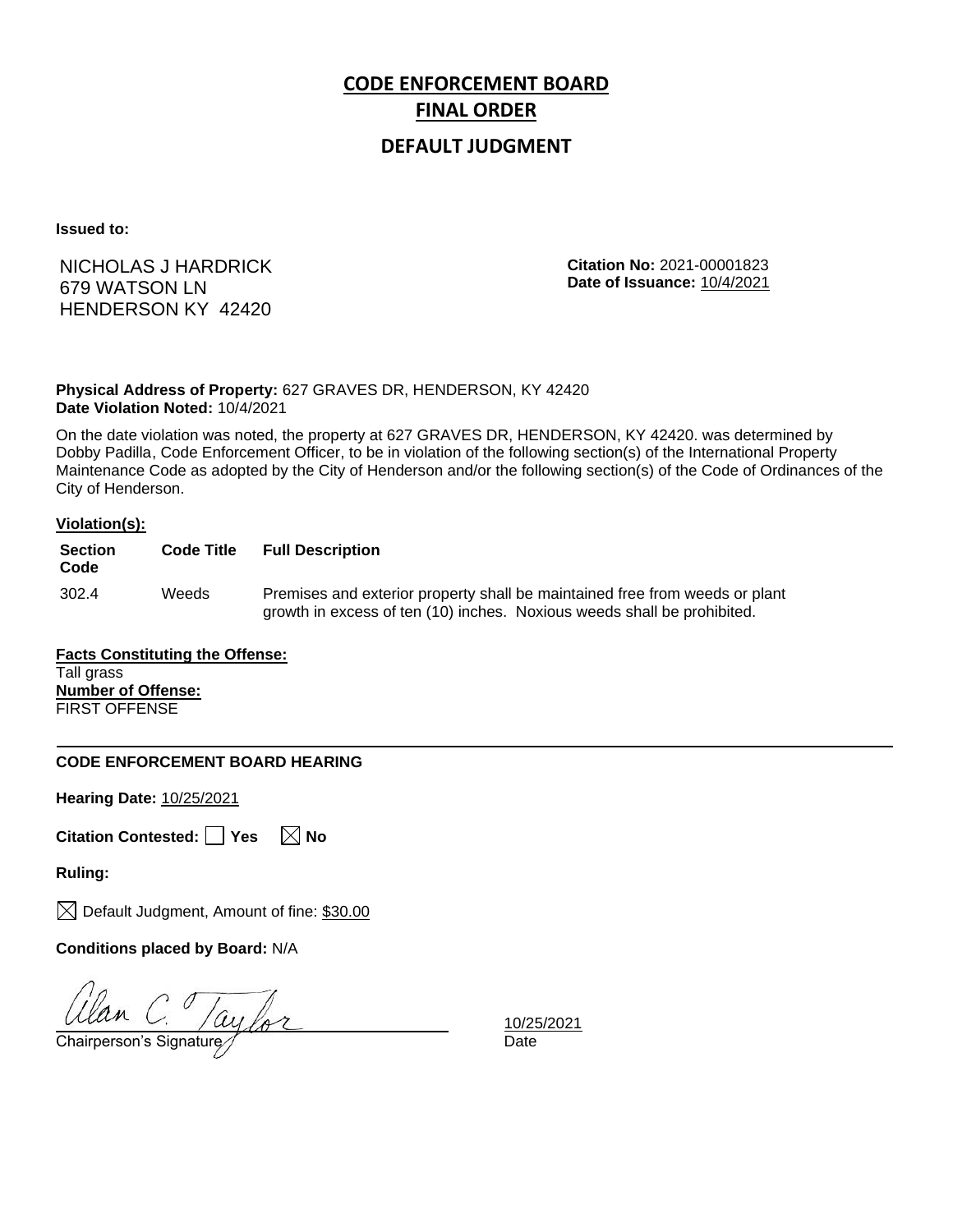# CODE ENFORCEMENT BOARD
# FINAL ORDER
## DEFAULT JUDGMENT

**Issued to:**

NICHOLAS J HARDRICK
679 WATSON LN
HENDERSON KY 42420

**Citation No:** 2021-00001823
**Date of Issuance:** 10/4/2021

**Physical Address of Property:** 627 GRAVES DR, HENDERSON, KY 42420
**Date Violation Noted:** 10/4/2021

On the date violation was noted, the property at 627 GRAVES DR, HENDERSON, KY 42420. was determined by Dobby Padilla, Code Enforcement Officer, to be in violation of the following section(s) of the International Property Maintenance Code as adopted by the City of Henderson and/or the following section(s) of the Code of Ordinances of the City of Henderson.

**Violation(s):**

| Section Code | Code Title | Full Description |
|---|---|---|
| 302.4 | Weeds | Premises and exterior property shall be maintained free from weeds or plant growth in excess of ten (10) inches. Noxious weeds shall be prohibited. |

**Facts Constituting the Offense:**
Tall grass
**Number of Offense:**
FIRST OFFENSE

---

**CODE ENFORCEMENT BOARD HEARING**

**Hearing Date:** 10/25/2021

**Citation Contested:** ☐ Yes ☒ No

**Ruling:**

☒ Default Judgment, Amount of fine: $30.00

**Conditions placed by Board:** N/A

Alan C. Taylor
Chairperson's Signature

10/25/2021
Date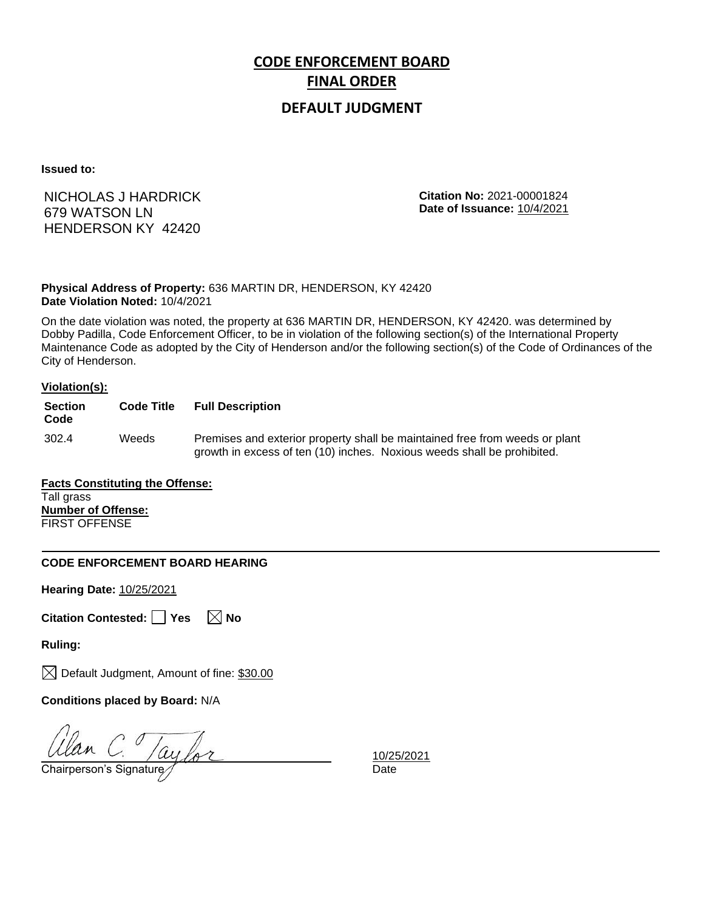# CODE ENFORCEMENT BOARD

## FINAL ORDER

### DEFAULT JUDGMENT

**Issued to:**

NICHOLAS J HARDRICK
679 WATSON LN
HENDERSON KY 42420

**Citation No:** 2021-00001824
**Date of Issuance:** 10/4/2021

**Physical Address of Property:** 636 MARTIN DR, HENDERSON, KY 42420
**Date Violation Noted:** 10/4/2021

On the date violation was noted, the property at 636 MARTIN DR, HENDERSON, KY 42420. was determined by Dobby Padilla, Code Enforcement Officer, to be in violation of the following section(s) of the International Property Maintenance Code as adopted by the City of Henderson and/or the following section(s) of the Code of Ordinances of the City of Henderson.

**Violation(s):**

| Section Code | Code Title | Full Description |
|---|---|---|
| 302.4 | Weeds | Premises and exterior property shall be maintained free from weeds or plant growth in excess of ten (10) inches. Noxious weeds shall be prohibited. |

**Facts Constituting the Offense:**
Tall grass
**Number of Offense:**
FIRST OFFENSE

---

**CODE ENFORCEMENT BOARD HEARING**

**Hearing Date:** 10/25/2021

**Citation Contested:** ☐ Yes ☒ No

**Ruling:**

☒ Default Judgment, Amount of fine: $30.00

**Conditions placed by Board:** N/A

Alan C. Taylor
Chairperson's Signature

10/25/2021
Date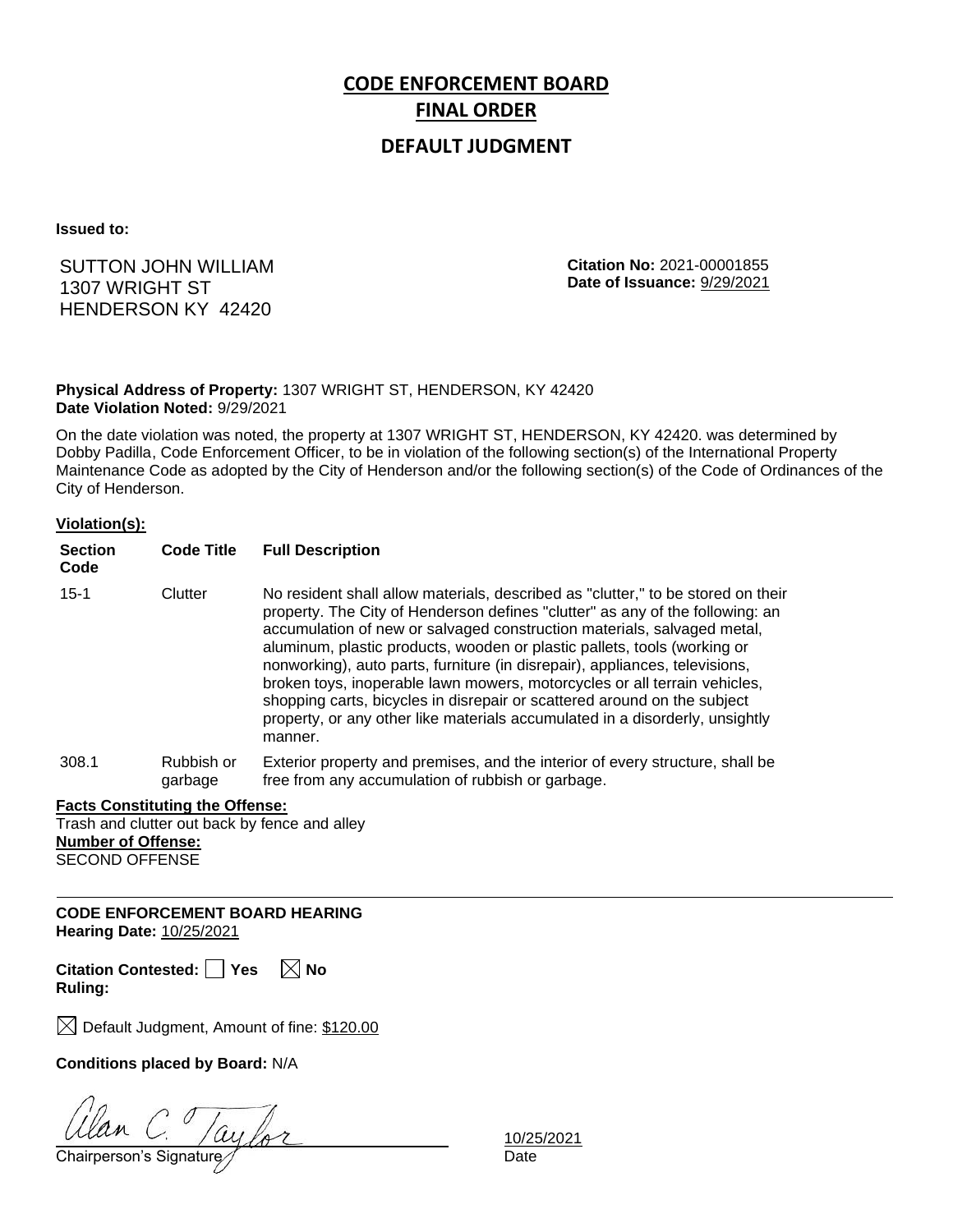# CODE ENFORCEMENT BOARD

# FINAL ORDER

## DEFAULT JUDGMENT

**Issued to:**

SUTTON JOHN WILLIAM
1307 WRIGHT ST
HENDERSON KY 42420

**Citation No:** 2021-00001855
**Date of Issuance:** 9/29/2021

**Physical Address of Property:** 1307 WRIGHT ST, HENDERSON, KY 42420
**Date Violation Noted:** 9/29/2021

On the date violation was noted, the property at 1307 WRIGHT ST, HENDERSON, KY 42420. was determined by Dobby Padilla, Code Enforcement Officer, to be in violation of the following section(s) of the International Property Maintenance Code as adopted by the City of Henderson and/or the following section(s) of the Code of Ordinances of the City of Henderson.

**Violation(s):**

| Section Code | Code Title | Full Description |
|---|---|---|
| 15-1 | Clutter | No resident shall allow materials, described as "clutter," to be stored on their property. The City of Henderson defines "clutter" as any of the following: an accumulation of new or salvaged construction materials, salvaged metal, aluminum, plastic products, wooden or plastic pallets, tools (working or nonworking), auto parts, furniture (in disrepair), appliances, televisions, broken toys, inoperable lawn mowers, motorcycles or all terrain vehicles, shopping carts, bicycles in disrepair or scattered around on the subject property, or any other like materials accumulated in a disorderly, unsightly manner. |
| 308.1 | Rubbish or garbage | Exterior property and premises, and the interior of every structure, shall be free from any accumulation of rubbish or garbage. |

**Facts Constituting the Offense:**
Trash and clutter out back by fence and alley
**Number of Offense:**
SECOND OFFENSE

---

**CODE ENFORCEMENT BOARD HEARING**
**Hearing Date:** 10/25/2021

**Citation Contested:** ☐ Yes ☒ No
**Ruling:**

☒ Default Judgment, Amount of fine: $120.00

**Conditions placed by Board:** N/A

Alan C. Taylor
Chairperson's Signature

10/25/2021
Date